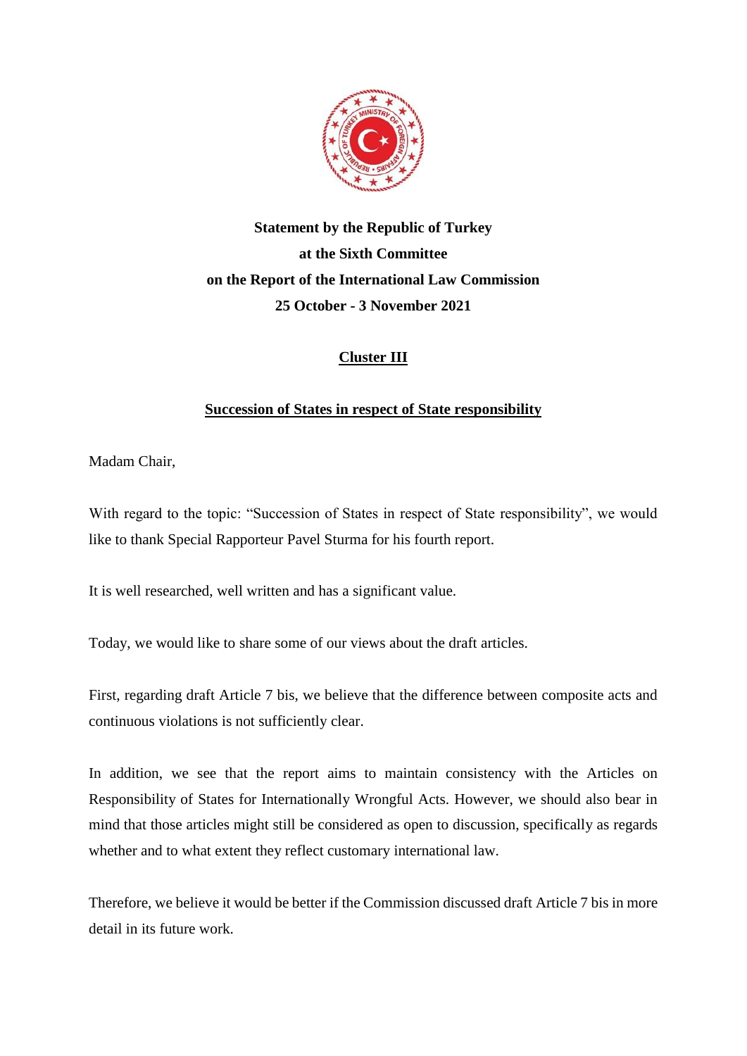**Statement by the Republic of Turkey**
**at the Sixth Committee**
**on the Report of the International Law Commission**
**25 October - 3 November 2021**

## Cluster III

### Succession of States in respect of State responsibility

Madam Chair,

With regard to the topic: "Succession of States in respect of State responsibility", we would like to thank Special Rapporteur Pavel Sturma for his fourth report.

It is well researched, well written and has a significant value.

Today, we would like to share some of our views about the draft articles.

First, regarding draft Article 7 bis, we believe that the difference between composite acts and continuous violations is not sufficiently clear.

In addition, we see that the report aims to maintain consistency with the Articles on Responsibility of States for Internationally Wrongful Acts. However, we should also bear in mind that those articles might still be considered as open to discussion, specifically as regards whether and to what extent they reflect customary international law.

Therefore, we believe it would be better if the Commission discussed draft Article 7 bis in more detail in its future work.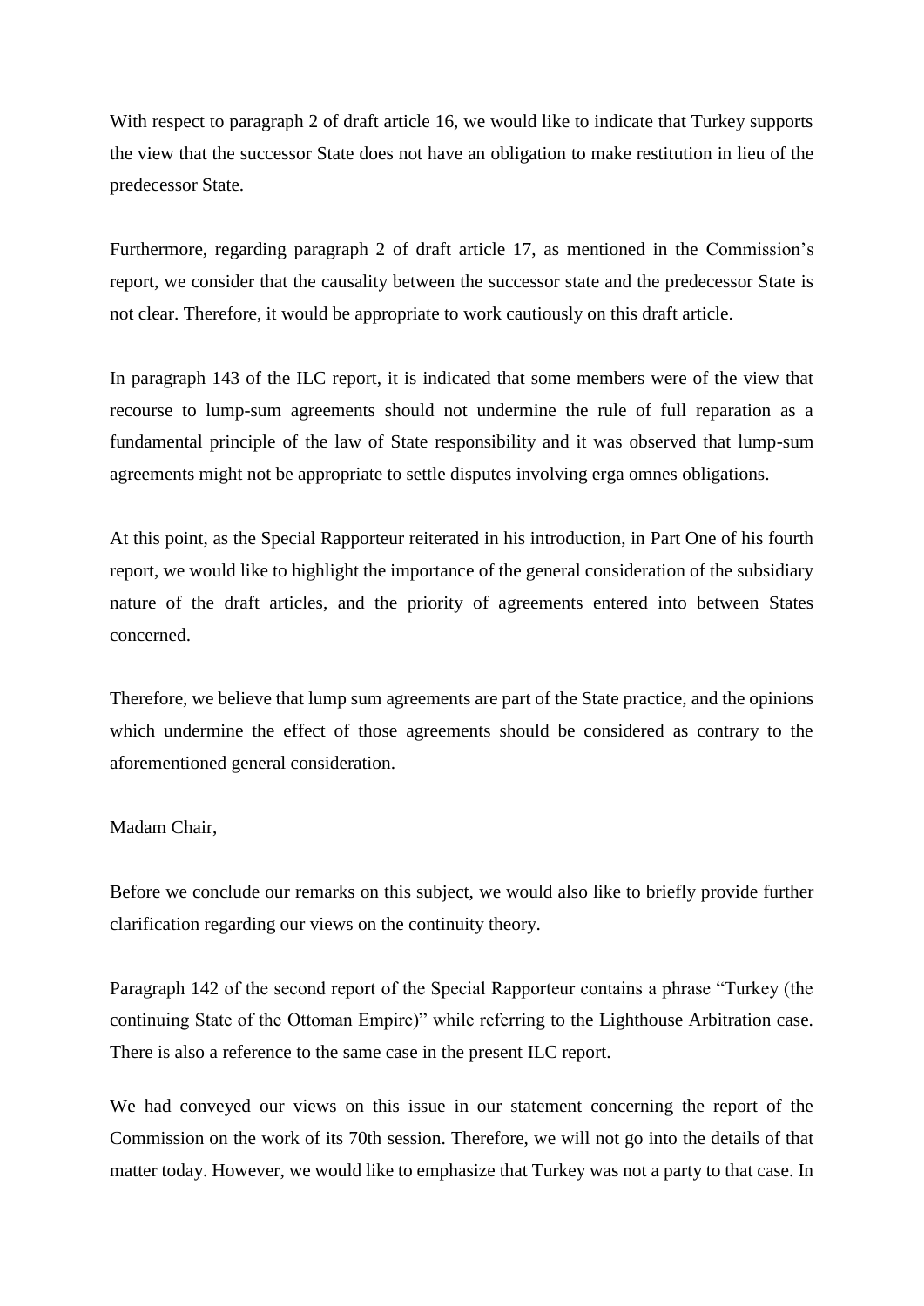With respect to paragraph 2 of draft article 16, we would like to indicate that Turkey supports the view that the successor State does not have an obligation to make restitution in lieu of the predecessor State.

Furthermore, regarding paragraph 2 of draft article 17, as mentioned in the Commission's report, we consider that the causality between the successor state and the predecessor State is not clear. Therefore, it would be appropriate to work cautiously on this draft article.

In paragraph 143 of the ILC report, it is indicated that some members were of the view that recourse to lump-sum agreements should not undermine the rule of full reparation as a fundamental principle of the law of State responsibility and it was observed that lump-sum agreements might not be appropriate to settle disputes involving erga omnes obligations.

At this point, as the Special Rapporteur reiterated in his introduction, in Part One of his fourth report, we would like to highlight the importance of the general consideration of the subsidiary nature of the draft articles, and the priority of agreements entered into between States concerned.

Therefore, we believe that lump sum agreements are part of the State practice, and the opinions which undermine the effect of those agreements should be considered as contrary to the aforementioned general consideration.

Madam Chair,

Before we conclude our remarks on this subject, we would also like to briefly provide further clarification regarding our views on the continuity theory.

Paragraph 142 of the second report of the Special Rapporteur contains a phrase "Turkey (the continuing State of the Ottoman Empire)" while referring to the Lighthouse Arbitration case. There is also a reference to the same case in the present ILC report.

We had conveyed our views on this issue in our statement concerning the report of the Commission on the work of its 70th session. Therefore, we will not go into the details of that matter today. However, we would like to emphasize that Turkey was not a party to that case. In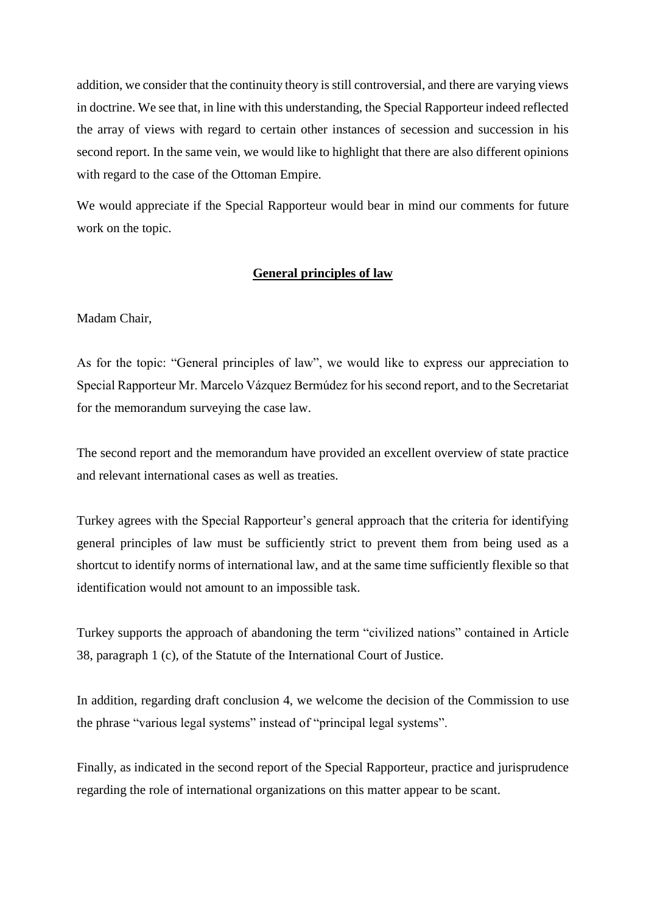addition, we consider that the continuity theory is still controversial, and there are varying views in doctrine. We see that, in line with this understanding, the Special Rapporteur indeed reflected the array of views with regard to certain other instances of secession and succession in his second report. In the same vein, we would like to highlight that there are also different opinions with regard to the case of the Ottoman Empire.

We would appreciate if the Special Rapporteur would bear in mind our comments for future work on the topic.

## General principles of law

Madam Chair,

As for the topic: "General principles of law", we would like to express our appreciation to Special Rapporteur Mr. Marcelo Vázquez Bermúdez for his second report, and to the Secretariat for the memorandum surveying the case law.

The second report and the memorandum have provided an excellent overview of state practice and relevant international cases as well as treaties.

Turkey agrees with the Special Rapporteur's general approach that the criteria for identifying general principles of law must be sufficiently strict to prevent them from being used as a shortcut to identify norms of international law, and at the same time sufficiently flexible so that identification would not amount to an impossible task.

Turkey supports the approach of abandoning the term "civilized nations" contained in Article 38, paragraph 1 (c), of the Statute of the International Court of Justice.

In addition, regarding draft conclusion 4, we welcome the decision of the Commission to use the phrase "various legal systems" instead of "principal legal systems".

Finally, as indicated in the second report of the Special Rapporteur, practice and jurisprudence regarding the role of international organizations on this matter appear to be scant.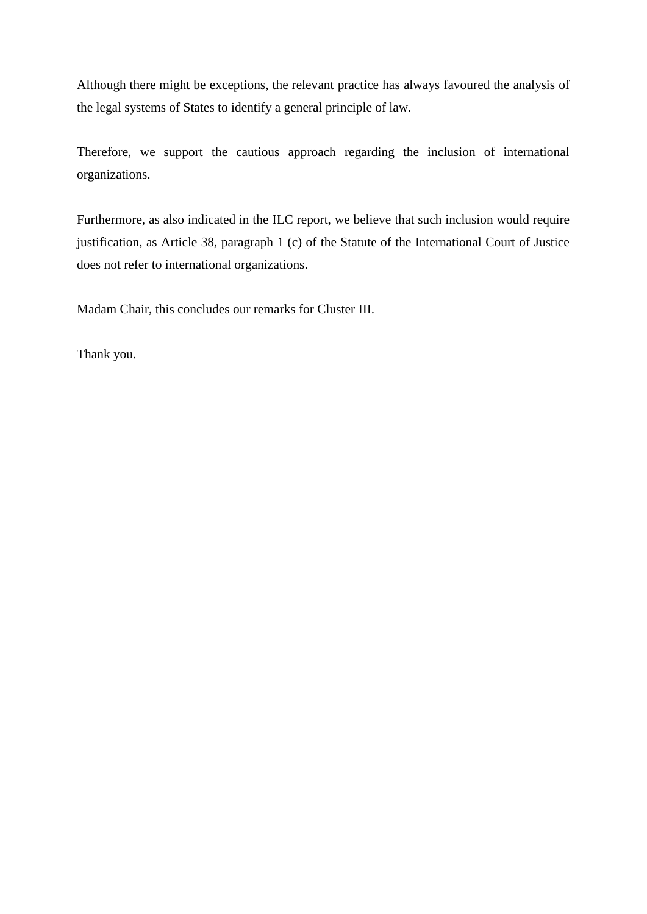Although there might be exceptions, the relevant practice has always favoured the analysis of the legal systems of States to identify a general principle of law.

Therefore, we support the cautious approach regarding the inclusion of international organizations.

Furthermore, as also indicated in the ILC report, we believe that such inclusion would require justification, as Article 38, paragraph 1 (c) of the Statute of the International Court of Justice does not refer to international organizations.

Madam Chair, this concludes our remarks for Cluster III.

Thank you.